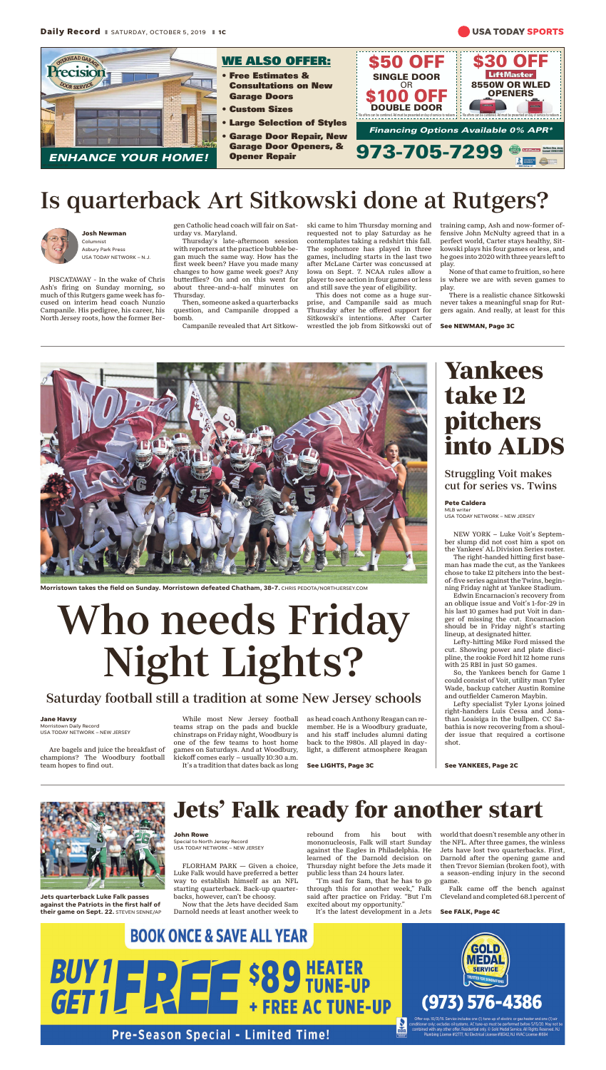**WE ALSO OFFER:**

- Free Estimates & Consultations on New Garage Doors
- Custom Sizes
- Large Selection of Styles
- Garage Door Repair, New Garage Door Openers, & Opener Repair

ENHANCE YOUR HOME!

$50 OFF SINGLE DOOR OR $100 OFF DOUBLE DOOR

$30 OFF LiftMaster 8550W OR WLED OPENERS

Financing Options Available 0% APR*

973-705-7299

# Is quarterback Art Sitkowski done at Rutgers?

**Josh Newman**
Columnist
Asbury Park Press
USA TODAY NETWORK – N.J.

PISCATAWAY - In the wake of Chris Ash's firing on Sunday morning, so much of this Rutgers game week has focused on interim head coach Nunzio Campanile. His pedigree, his career, his North Jersey roots, how the former Bergen Catholic head coach will fair on Saturday vs. Maryland.

Thursday's late-afternoon session with reporters at the practice bubble began much the same way. How has the first week been? Have you made many changes to how game week goes? Any butterflies? On and on this went for about three-and-a-half minutes on Thursday.

Then, someone asked a quarterbacks question, and Campanile dropped a bomb.

Campanile revealed that Art Sitkowski came to him Thursday morning and requested not to play Saturday as he contemplates taking a redshirt this fall. The sophomore has played in three games, including starts in the last two after McLane Carter was concussed at Iowa on Sept. 7. NCAA rules allow a player to see action in four games or less and still save the year of eligibility.

This does not come as a huge surprise, and Campanile said as much Thursday after he offered support for Sitkowski's intentions. After Carter wrestled the job from Sitkowski out of training camp, Ash and now-former offensive John McNulty agreed that in a perfect world, Carter stays healthy, Sitkowski plays his four games or less, and he goes into 2020 with three years left to play.

None of that came to fruition, so here is where we are with seven games to play.

There is a realistic chance Sitkowski never takes a meaningful snap for Rutgers again. And really, at least for this

See NEWMAN, Page 3C

Morristown takes the field on Sunday. Morristown defeated Chatham, 38-7. CHRIS PEDOTA/NORTHJERSEY.COM

# Who needs Friday Night Lights?

## Saturday football still a tradition at some New Jersey schools

**Jane Havsy**
Morristown Daily Record
USA TODAY NETWORK – NEW JERSEY

Are bagels and juice the breakfast of champions? The Woodbury football team hopes to find out.

While most New Jersey football teams strap on the pads and buckle chinstraps on Friday night, Woodbury is one of the few teams to host home games on Saturdays. And at Woodbury, kickoff comes early – usually 10:30 a.m.

It's a tradition that dates back as long as head coach Anthony Reagan can remember. He is a Woodbury graduate, and his staff includes alumni dating back to the 1980s. All played in daylight, a different atmosphere Reagan

See LIGHTS, Page 3C

# Yankees take 12 pitchers into ALDS

## Struggling Voit makes cut for series vs. Twins

**Pete Caldera**
MLB writer
USA TODAY NETWORK – NEW JERSEY

NEW YORK – Luke Voit's September slump did not cost him a spot on the Yankees' AL Division Series roster.

The right-handed hitting first baseman has made the cut, as the Yankees chose to take 12 pitchers into the best-of-five series against the Twins, beginning Friday night at Yankee Stadium.

Edwin Encarnacion's recovery from an oblique issue and Voit's 1-for-29 in his last 10 games had put Voit in danger of missing the cut. Encarnacion should be in Friday night's starting lineup, at designated hitter.

Lefty-hitting Mike Ford missed the cut. Showing power and plate discipline, the rookie Ford hit 12 home runs with 25 RBI in just 50 games.

So, the Yankees bench for Game 1 could consist of Voit, utility man Tyler Wade, backup catcher Austin Romine and outfielder Cameron Maybin.

Lefty specialist Tyler Lyons joined right-handers Luis Cessa and Jonathan Loaisiga in the bullpen. CC Sabathia is now recovering from a shoulder issue that required a cortisone shot.

See YANKEES, Page 2C

# Jets' Falk ready for another start

Jets quarterback Luke Falk passes against the Patriots in the first half of their game on Sept. 22. STEVEN SENNE/AP

**John Rowe**
Special to North Jersey Record
USA TODAY NETWORK – NEW JERSEY

FLORHAM PARK — Given a choice, Luke Falk would have preferred a better way to establish himself as an NFL starting quarterback. Back-up quarterbacks, however, can't be choosy.

Now that the Jets have decided Sam Darnold needs at least another week to rebound from his bout with mononucleosis, Falk will start Sunday against the Eagles in Philadelphia. He learned of the Darnold decision on Thursday night before the Jets made it public less than 24 hours later.

"I'm sad for Sam, that he has to go through this for another week," Falk said after practice on Friday. "But I'm excited about my opportunity."

It's the latest development in a Jets world that doesn't resemble any other in the NFL. After three games, the winless Jets have lost two quarterbacks. First, Darnold after the opening game and then Trevor Siemian (broken foot), with a season-ending injury in the second game.

Falk came off the bench against Cleveland and completed 68.1 percent of

See FALK, Page 4C

**BOOK ONCE & SAVE ALL YEAR**

BUY 1 GET 1 FREE $89 HEATER TUNE-UP + FREE AC TUNE-UP

Pre-Season Special - Limited Time!

GOLD MEDAL SERVICE
(973) 576-4386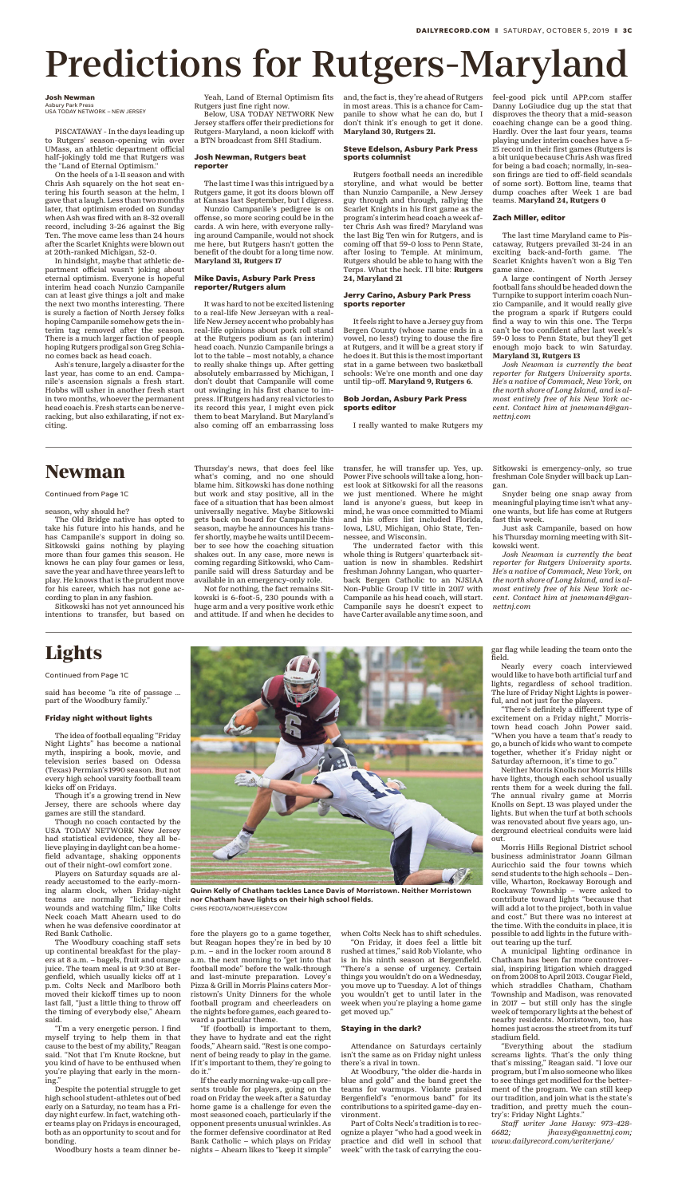# Predictions for Rutgers-Maryland

**Josh Newman**
Asbury Park Press
USA TODAY NETWORK – NEW JERSEY

PISCATAWAY – In the days leading up to Rutgers' season-opening win over UMass, an athletic department official half-jokingly told me that Rutgers was the "Land of Eternal Optimism."

On the heels of a 1-11 season and with Chris Ash squarely on the hot seat entering his fourth season at the helm, I gave that a laugh. Less than two months later, that optimism eroded on Sunday when Ash was fired with an 8-32 overall record, including 3-26 against the Big Ten. The move came less than 24 hours after the Scarlet Knights were blown out at 20th-ranked Michigan, 52-0.

In hindsight, maybe that athletic department official wasn't joking about eternal optimism. Everyone is hopeful interim head coach Nunzio Campanile can at least give things a jolt and make the next two months interesting. There is surely a faction of North Jersey folks hoping Campanile somehow gets the interim tag removed after the season. There is a much larger faction of people hoping Rutgers prodigal son Greg Schiano comes back as head coach.

Ash's tenure, largely a disaster for the last year, has come to an end. Campanile's ascension signals a fresh start. Hobbs will usher in another fresh start in two months, whoever the permanent head coach is. Fresh starts can be nerve-racking, but also exhilarating, if not exciting.

Yeah, Land of Eternal Optimism fits Rutgers just fine right now.

Below, USA TODAY NETWORK New Jersey staffers offer their predictions for Rutgers-Maryland, a noon kickoff with a BTN broadcast from SHI Stadium.

### Josh Newman, Rutgers beat reporter

The last time I was this intrigued by a Rutgers game, it got its doors blown off at Kansas last September, but I digress.

Nunzio Campanile's pedigree is on offense, so more scoring could be in the cards. A win here, with everyone rallying around Campanile, would not shock me here, but Rutgers hasn't gotten the benefit of the doubt for a long time now. **Maryland 31, Rutgers 17**

### Mike Davis, Asbury Park Press reporter/Rutgers alum

It was hard to not be excited listening to a real-life New Jerseyan with a real-life New Jersey accent who probably has real-life opinions about pork roll stand at the Rutgers podium as (an interim) head coach. Nunzio Campanile brings a lot to the table – most notably, a chance to really shake things up. After getting absolutely embarrassed by Michigan, I don't doubt that Campanile will come out swinging in his first chance to impress. If Rutgers had any real victories to its record this year, I might even pick them to beat Maryland. But Maryland's also coming off an embarrassing loss and, the fact is, they're ahead of Rutgers in most areas. This is a chance for Campanile to show what he can do, but I don't think it's enough to get it done. **Maryland 30, Rutgers 21.**

### Steve Edelson, Asbury Park Press sports columnist

Rutgers football needs an incredible storyline, and what would be better than Nunzio Campanile, a New Jersey guy through and through, rallying the Scarlet Knights in his first game as the program's interim head coach a week after Chris Ash was fired? Maryland was the last Big Ten win for Rutgers, and is coming off that 59-0 loss to Penn State, after losing to Temple. At minimum, Rutgers should be able to hang with the Terps. What the heck. I'll bite: **Rutgers 24, Maryland 21**

### Jerry Carino, Asbury Park Press sports reporter

It feels right to have a Jersey guy from Bergen County (whose name ends in a vowel, no less!) trying to douse the fire at Rutgers, and it will be a great story if he does it. But this is the most important stat in a game between two basketball schools: We're one month and one day until tip-off. **Maryland 9, Rutgers 6.**

### Bob Jordan, Asbury Park Press sports editor

I really wanted to make Rutgers my feel-good pick until APP.com staffer Danny LoGiudice dug up the stat that disproves the theory that a mid-season coaching change can be a good thing. Hardly. Over the last four years, teams playing under interim coaches have a 5-15 record in their first games (Rutgers is a bit unique because Chris Ash was fired for being a bad coach; normally, in-season firings are tied to off-field scandals of some sort). Bottom line, teams that dump coaches after Week 1 are bad teams. **Maryland 24, Rutgers 0**

### Zach Miller, editor

The last time Maryland came to Piscataway, Rutgers prevailed 31-24 in an exciting back-and-forth game. The Scarlet Knights haven't won a Big Ten game since.

A large contingent of North Jersey football fans should be headed down the Turnpike to support interim coach Nunzio Campanile, and it would really give the program a spark if Rutgers could find a way to win this one. The Terps can't be too confident after last week's 59-0 loss to Penn State, but they'll get enough mojo back to win Saturday. **Maryland 31, Rutgers 13**

*Josh Newman is currently the beat reporter for Rutgers University sports. He's a native of Commack, New York, on the north shore of Long Island, and is almost entirely free of his New York accent. Contact him at jnewman4@gannettnj.com*

# Newman

Continued from Page 1C

season, why should he?

The Old Bridge native has opted to take his future into his hands, and he has Campanile's support in doing so. Sitkowski gains nothing by playing more than four games this season. He knows he can play four games or less, save the year and have three years left to play. He knows that is the prudent move for his career, which has not gone according to plan in any fashion.

Sitkowski has not yet announced his intentions to transfer, but based on Thursday's news, that does feel like what's coming, and no one should blame him. Sitkowski has done nothing but work and stay positive, all in the face of a situation that has been almost universally negative. Maybe Sitkowski gets back on board for Campanile this season, maybe he announces his transfer shortly, maybe he waits until December to see how the coaching situation shakes out. In any case, more news is coming regarding Sitkowski, who Campanile said will dress Saturday and be available in an emergency-only role.

Not for nothing, the fact remains Sitkowski is 6-foot-5, 230 pounds with a huge arm and a very positive work ethic and attitude. If and when he decides to transfer, he will transfer up. Yes, up. Power Five schools will take a long, honest look at Sitkowski for all the reasons we just mentioned. Where he might land is anyone's guess, but keep in mind, he was once committed to Miami and his offers list included Florida, Iowa, LSU, Michigan, Ohio State, Tennessee, and Wisconsin.

The underrated factor with this whole thing is Rutgers' quarterback situation is now in shambles. Redshirt freshman Johnny Langan, who quarterbacked Bergen Catholic to an NJSIAA Non-Public Group IV title in 2017 with Campanile as his head coach, will start. Campanile says he doesn't expect to have Carter available any time soon, and Sitkowski is emergency-only, so true freshman Cole Snyder will back up Langan.

Snyder being one snap away from meaningful playing time isn't what anyone wants, but life has come at Rutgers fast this week.

Just ask Campanile, based on how his Thursday morning meeting with Sitkowski went.

*Josh Newman is currently the beat reporter for Rutgers University sports. He's a native of Commack, New York, on the north shore of Long Island, and is almost entirely free of his New York accent. Contact him at jnewman4@gannettnj.com*

# Lights

Continued from Page 1C

said has become "a rite of passage ... part of the Woodbury family."

### Friday night without lights

The idea of football equaling "Friday Night Lights" has become a national myth, inspiring a book, movie, and television series based on Odessa (Texas) Permian's 1990 season. But not every high school varsity football team kicks off on Fridays.

Though it's a growing trend in New Jersey, there are schools where day games are still the standard.

Though no coach contacted by the USA TODAY NETWORK New Jersey had statistical evidence, they all believe playing in daylight can be a home-field advantage, shaking opponents out of their night-owl comfort zone.

Players on Saturday squads are already accustomed to the early-morning alarm clock, when Friday-night teams are normally "licking their wounds and watching film," like Colts Neck coach Matt Ahearn used to do when he was defensive coordinator at Red Bank Catholic.

The Woodbury coaching staff sets up continental breakfast for the players at 8 a.m. – bagels, fruit and orange juice. The team meal is at 9:30 at Bergenfield, which usually kicks off at 1 p.m. Colts Neck and Marlboro both moved their kickoff times up to noon last fall, "just a little thing to throw off the timing of everybody else," Ahearn said.

"I'm a very energetic person. I find myself trying to help them in that cause to the best of my ability," Reagan said. "Not that I'm Knute Rockne, but you kind of have to be enthused when you're playing that early in the morning."

Despite the potential struggle to get high school student-athletes out of bed early on a Saturday, no team has a Friday night curfew. In fact, watching other teams play on Fridays is encouraged, both as an opportunity to scout and for bonding.

Woodbury hosts a team dinner before the players go to a game together, but Reagan hopes they're in bed by 10 p.m. – and in the locker room around 8 a.m. the next morning to "get into that football mode" before the walk-through and last-minute preparation. Lovey's Pizza & Grill in Morris Plains caters Morristown's Unity Dinners for the whole football program and cheerleaders on the nights before games, each geared toward a particular theme.

"If (football) is important to them, they have to hydrate and eat the right foods," Ahearn said. "Rest is one component of being ready to play in the game. If it's important to them, they're going to do it."

If the early morning wake-up call presents trouble for players, going on the road on Friday the week after a Saturday home game is a challenge for even the most seasoned coach, particularly if the opponent presents unusual wrinkles. As the former defensive coordinator at Red Bank Catholic – which plays on Friday nights – Ahearn likes to "keep it simple" when Colts Neck has to shift schedules.

"On Friday, it does feel a little bit rushed at times," said Rob Violante, who is in his ninth season at Bergenfield. "There's a sense of urgency. Certain things you wouldn't do on a Wednesday, you move up to Tuesday. A lot of things you wouldn't get to until later in the week when you're playing a home game get moved up."

### Staying in the dark?

Attendance on Saturdays certainly isn't the same as on Friday night unless there's a rival in town.

At Woodbury, "the older die-hards in blue and gold" and the band greet the teams for warmups. Violante praised Bergenfield's "enormous band" for its contributions to a spirited game-day environment.

Part of Colts Neck's tradition is to recognize a player "who had a good week in practice and did well in school that week" with the task of carrying the cougar flag while leading the team onto the field.

Nearly every coach interviewed would like to have both artificial turf and lights, regardless of school tradition. The lure of Friday Night Lights is powerful, and not just for the players.

"There's definitely a different type of excitement on a Friday night," Morristown head coach John Power said. "When you have a team that's ready to go, a bunch of kids who want to compete together, whether it's Friday night or Saturday afternoon, it's time to go."

Neither Morris Knolls nor Morris Hills have lights, though each school usually rents them for a week during the fall. The annual rivalry game at Morris Knolls on Sept. 13 was played under the lights. But when the turf at both schools was renovated about five years ago, underground electrical conduits were laid out.

Morris Hills Regional District school business administrator Joann Gilman Auricchio said the four towns which send students to the high schools – Denville, Wharton, Rockaway Borough and Rockaway Township – were asked to contribute toward lights "because that will add a lot to the project, both in value and cost." But there was no interest at the time. With the conduits in place, it is possible to add lights in the future without tearing up the turf.

A municipal lighting ordinance in Chatham has been far more controversial, inspiring litigation which dragged on from 2008 to April 2013. Cougar Field, which straddles Chatham, Chatham Township and Madison, was renovated in 2017 – but still only has the single week of temporary lights at the behest of nearby residents. Morristown, too, has homes just across the street from its turf stadium field.

"Everything about the stadium screams lights. That's the only thing that's missing," Reagan said. "I love our program, but I'm also someone who likes to see things get modified for the betterment of the program. We can still keep our tradition, and join what is the state's tradition, and pretty much the country's: Friday Night Lights."

**Quinn Kelly of Chatham tackles Lance Davis of Morristown. Neither Morristown nor Chatham have lights on their high school fields.**
CHRIS PEDOTA/NORTHJERSEY.COM

*Staff writer Jane Havsy: 973-428-6682; jhavsy@gannettnj.com; www.dailyrecord.com/writerjane/*